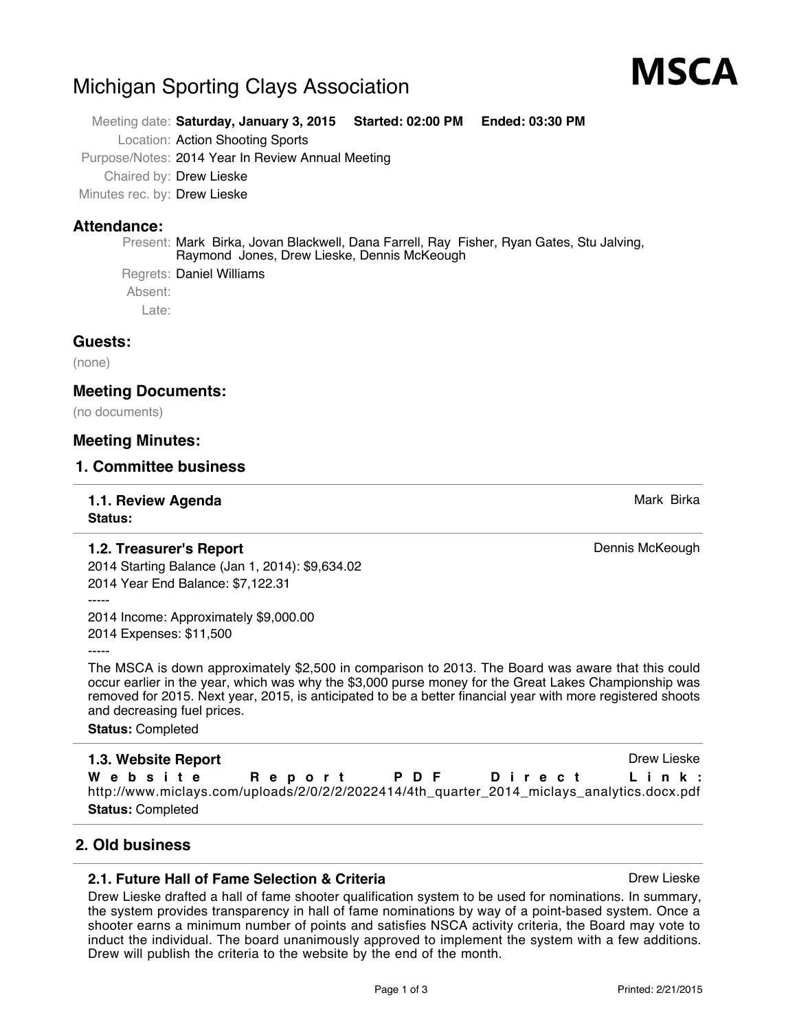# Michigan Sporting Clays Association

**MSCA**

Meeting date: **Saturday, January 3, 2015** **Started: 02:00 PM** **Ended: 03:30 PM**
Location: Action Shooting Sports
Purpose/Notes: 2014 Year In Review Annual Meeting
Chaired by: Drew Lieske
Minutes rec. by: Drew Lieske

## Attendance:

Present: Mark Birka, Jovan Blackwell, Dana Farrell, Ray Fisher, Ryan Gates, Stu Jalving, Raymond Jones, Drew Lieske, Dennis McKeough
Regrets: Daniel Williams
Absent:
Late:

## Guests:

(none)

## Meeting Documents:

(no documents)

## Meeting Minutes:

## 1. Committee business

### 1.1. Review Agenda

Mark Birka

**Status:**

### 1.2. Treasurer's Report

Dennis McKeough

2014 Starting Balance (Jan 1, 2014): $9,634.02
2014 Year End Balance: $7,122.31
-----
2014 Income: Approximately $9,000.00
2014 Expenses: $11,500
-----

The MSCA is down approximately $2,500 in comparison to 2013. The Board was aware that this could occur earlier in the year, which was why the $3,000 purse money for the Great Lakes Championship was removed for 2015. Next year, 2015, is anticipated to be a better financial year with more registered shoots and decreasing fuel prices.

**Status:** Completed

### 1.3. Website Report

Drew Lieske

**Website Report PDF Direct Link:** http://www.miclays.com/uploads/2/0/2/2/2022414/4th_quarter_2014_miclays_analytics.docx.pdf

**Status:** Completed

## 2. Old business

### 2.1. Future Hall of Fame Selection & Criteria

Drew Lieske

Drew Lieske drafted a hall of fame shooter qualification system to be used for nominations. In summary, the system provides transparency in hall of fame nominations by way of a point-based system. Once a shooter earns a minimum number of points and satisfies NSCA activity criteria, the Board may vote to induct the individual. The board unanimously approved to implement the system with a few additions. Drew will publish the criteria to the website by the end of the month.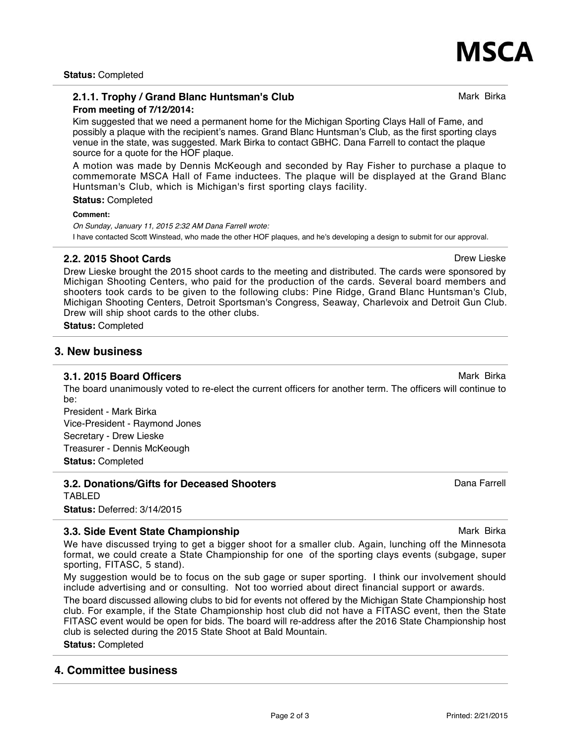**Status:** Completed

### 2.1.1. Trophy / Grand Blanc Huntsman's Club

Mark Birka

**From meeting of 7/12/2014:**

Kim suggested that we need a permanent home for the Michigan Sporting Clays Hall of Fame, and possibly a plaque with the recipient's names. Grand Blanc Huntsman's Club, as the first sporting clays venue in the state, was suggested. Mark Birka to contact GBHC. Dana Farrell to contact the plaque source for a quote for the HOF plaque.

A motion was made by Dennis McKeough and seconded by Ray Fisher to purchase a plaque to commemorate MSCA Hall of Fame inductees. The plaque will be displayed at the Grand Blanc Huntsman's Club, which is Michigan's first sporting clays facility.

**Status:** Completed

**Comment:**

*On Sunday, January 11, 2015 2:32 AM Dana Farrell wrote:*

I have contacted Scott Winstead, who made the other HOF plaques, and he's developing a design to submit for our approval.

### 2.2. 2015 Shoot Cards

Drew Lieske

Drew Lieske brought the 2015 shoot cards to the meeting and distributed. The cards were sponsored by Michigan Shooting Centers, who paid for the production of the cards. Several board members and shooters took cards to be given to the following clubs: Pine Ridge, Grand Blanc Huntsman's Club, Michigan Shooting Centers, Detroit Sportsman's Congress, Seaway, Charlevoix and Detroit Gun Club. Drew will ship shoot cards to the other clubs.

**Status:** Completed

## 3. New business

### 3.1. 2015 Board Officers

Mark Birka

The board unanimously voted to re-elect the current officers for another term. The officers will continue to be:

President - Mark Birka
Vice-President - Raymond Jones
Secretary - Drew Lieske
Treasurer - Dennis McKeough

**Status:** Completed

### 3.2. Donations/Gifts for Deceased Shooters

Dana Farrell

TABLED

**Status:** Deferred: 3/14/2015

### 3.3. Side Event State Championship

Mark Birka

We have discussed trying to get a bigger shoot for a smaller club. Again, lunching off the Minnesota format, we could create a State Championship for one of the sporting clays events (subgage, super sporting, FITASC, 5 stand).

My suggestion would be to focus on the sub gage or super sporting. I think our involvement should include advertising and or consulting. Not too worried about direct financial support or awards.

The board discussed allowing clubs to bid for events not offered by the Michigan State Championship host club. For example, if the State Championship host club did not have a FITASC event, then the State FITASC event would be open for bids. The board will re-address after the 2016 State Championship host club is selected during the 2015 State Shoot at Bald Mountain.

**Status:** Completed

## 4. Committee business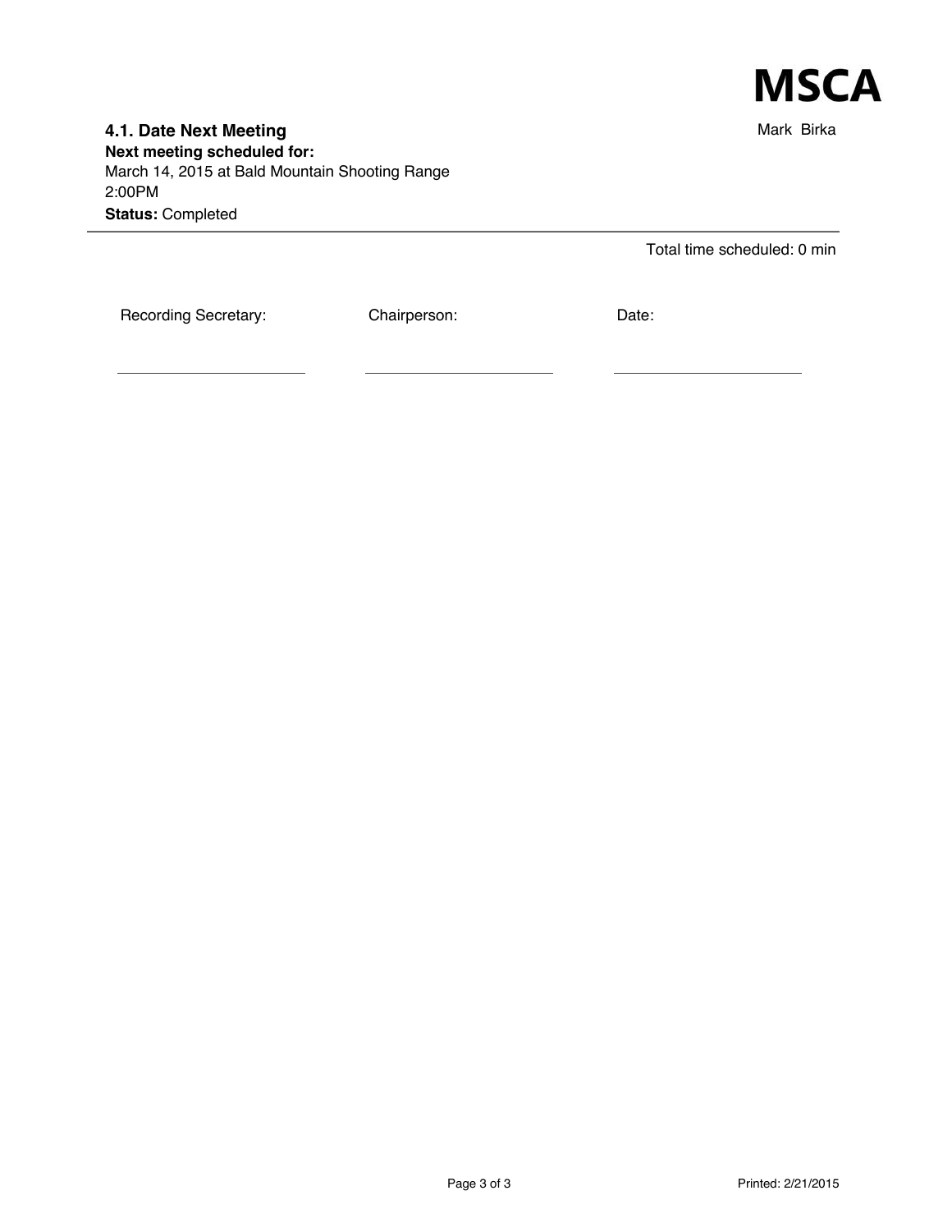### 4.1. Date Next Meeting

Mark Birka

**Next meeting scheduled for:**
March 14, 2015 at Bald Mountain Shooting Range
2:00PM
**Status:** Completed

---

Total time scheduled: 0 min

| Recording Secretary: | Chairperson: | Date: |
| --- | --- | --- |
| | | |